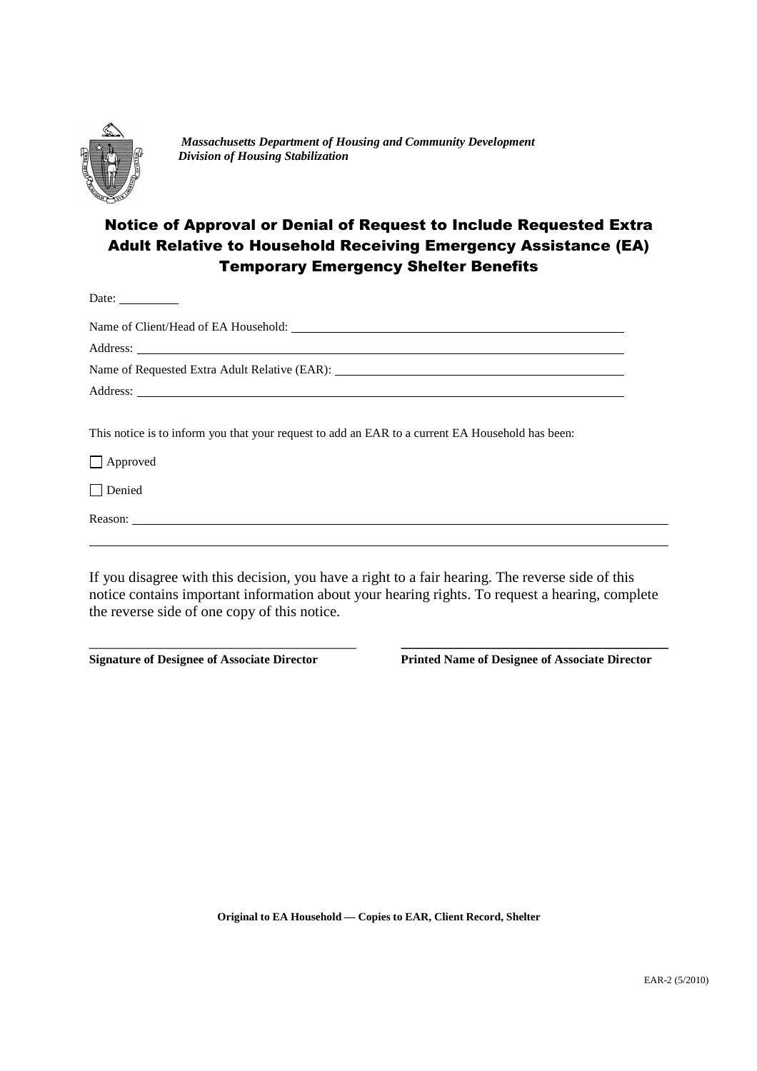*Massachusetts Department of Housing and Community Development*
*Division of Housing Stabilization*

# Notice of Approval or Denial of Request to Include Requested Extra Adult Relative to Household Receiving Emergency Assistance (EA) Temporary Emergency Shelter Benefits

Date: __________

Name of Client/Head of EA Household: ____________________________________________

Address: ____________________________________________________________

Name of Requested Extra Adult Relative (EAR): ____________________________________

Address: ____________________________________________________________

This notice is to inform you that your request to add an EAR to a current EA Household has been:

☐ Approved

☐ Denied

Reason: ______________________________________________________________________

______________________________________________________________________________

If you disagree with this decision, you have a right to a fair hearing. The reverse side of this notice contains important information about your hearing rights. To request a hearing, complete the reverse side of one copy of this notice.

| ________________________________________ | ________________________________________ |
|---|---|
| **Signature of Designee of Associate Director** | **Printed Name of Designee of Associate Director** |

**Original to EA Household — Copies to EAR, Client Record, Shelter**

EAR-2 (5/2010)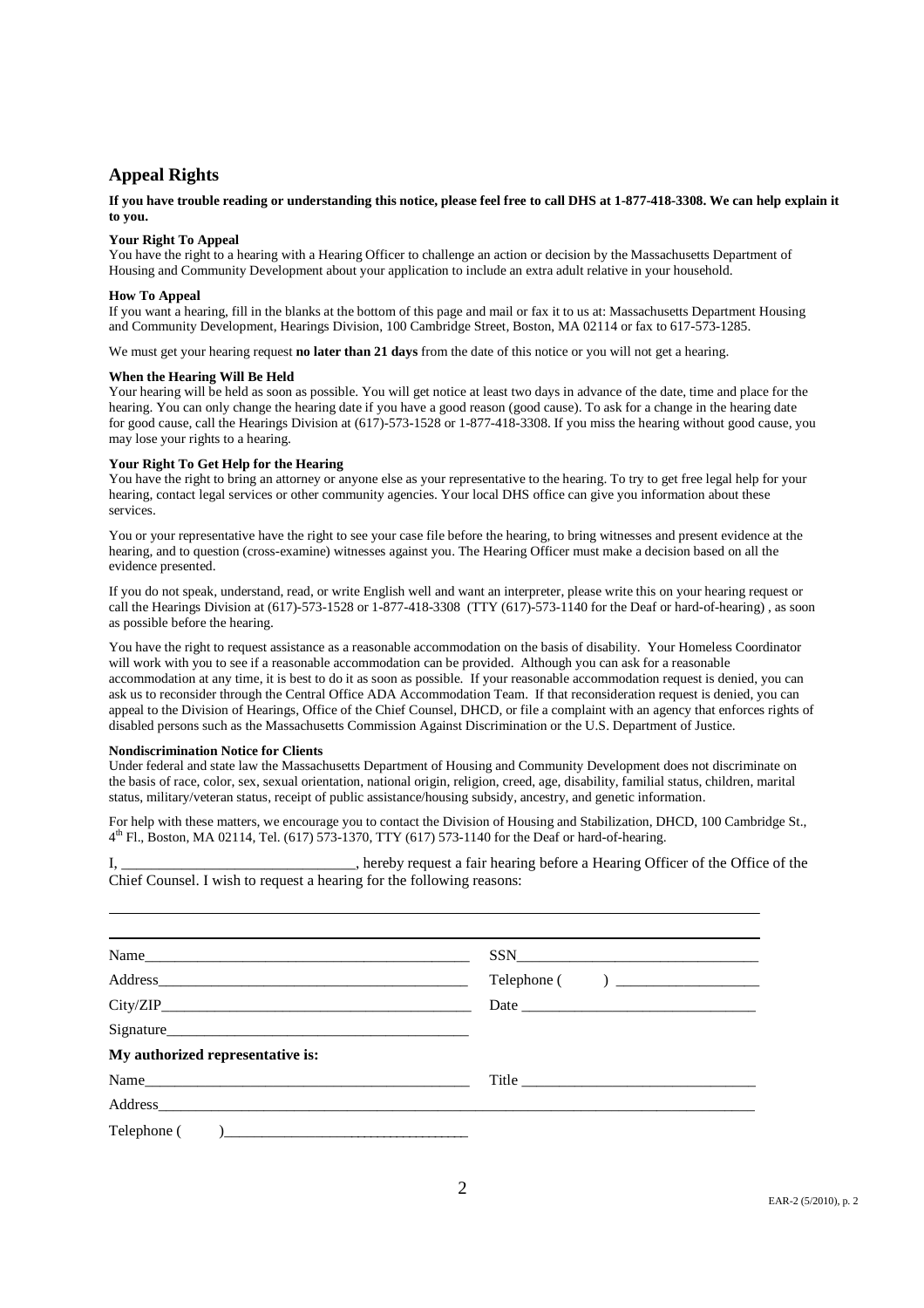## Appeal Rights

**If you have trouble reading or understanding this notice, please feel free to call DHS at 1-877-418-3308. We can help explain it to you.**

**Your Right To Appeal**

You have the right to a hearing with a Hearing Officer to challenge an action or decision by the Massachusetts Department of Housing and Community Development about your application to include an extra adult relative in your household.

**How To Appeal**

If you want a hearing, fill in the blanks at the bottom of this page and mail or fax it to us at: Massachusetts Department Housing and Community Development, Hearings Division, 100 Cambridge Street, Boston, MA 02114 or fax to 617-573-1285.

We must get your hearing request **no later than 21 days** from the date of this notice or you will not get a hearing.

**When the Hearing Will Be Held**

Your hearing will be held as soon as possible. You will get notice at least two days in advance of the date, time and place for the hearing. You can only change the hearing date if you have a good reason (good cause). To ask for a change in the hearing date for good cause, call the Hearings Division at (617)-573-1528 or 1-877-418-3308. If you miss the hearing without good cause, you may lose your rights to a hearing.

**Your Right To Get Help for the Hearing**

You have the right to bring an attorney or anyone else as your representative to the hearing. To try to get free legal help for your hearing, contact legal services or other community agencies. Your local DHS office can give you information about these services.

You or your representative have the right to see your case file before the hearing, to bring witnesses and present evidence at the hearing, and to question (cross-examine) witnesses against you. The Hearing Officer must make a decision based on all the evidence presented.

If you do not speak, understand, read, or write English well and want an interpreter, please write this on your hearing request or call the Hearings Division at (617)-573-1528 or 1-877-418-3308 (TTY (617)-573-1140 for the Deaf or hard-of-hearing) , as soon as possible before the hearing.

You have the right to request assistance as a reasonable accommodation on the basis of disability. Your Homeless Coordinator will work with you to see if a reasonable accommodation can be provided. Although you can ask for a reasonable accommodation at any time, it is best to do it as soon as possible. If your reasonable accommodation request is denied, you can ask us to reconsider through the Central Office ADA Accommodation Team. If that reconsideration request is denied, you can appeal to the Division of Hearings, Office of the Chief Counsel, DHCD, or file a complaint with an agency that enforces rights of disabled persons such as the Massachusetts Commission Against Discrimination or the U.S. Department of Justice.

**Nondiscrimination Notice for Clients**

Under federal and state law the Massachusetts Department of Housing and Community Development does not discriminate on the basis of race, color, sex, sexual orientation, national origin, religion, creed, age, disability, familial status, children, marital status, military/veteran status, receipt of public assistance/housing subsidy, ancestry, and genetic information.

For help with these matters, we encourage you to contact the Division of Housing and Stabilization, DHCD, 100 Cambridge St., 4th Fl., Boston, MA 02114, Tel. (617) 573-1370, TTY (617) 573-1140 for the Deaf or hard-of-hearing.

I, ______________________________, hereby request a fair hearing before a Hearing Officer of the Office of the Chief Counsel. I wish to request a hearing for the following reasons:

________________________________________________________________________________

________________________________________________________________________________

Name__________________________________________ SSN______________________________

Address________________________________________ Telephone (      ) __________________

City/ZIP_______________________________________ Date ______________________________

Signature______________________________________

**My authorized representative is:**

Name__________________________________________ Title ______________________________

Address____________________________________________________________________________

Telephone (      )__________________________________

EAR-2 (5/2010), p. 2